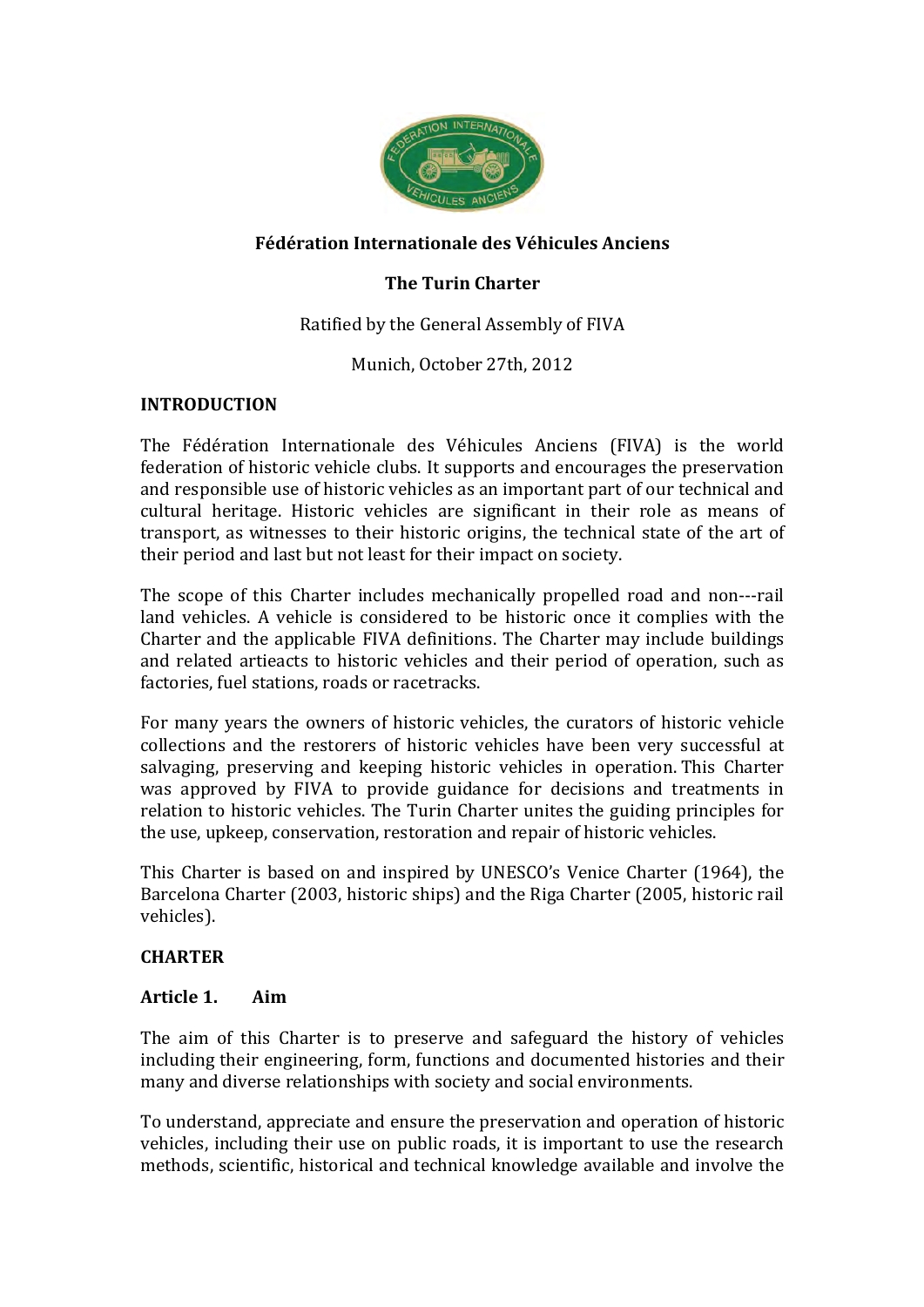# Fédération Internationale des Véhicules Anciens

## The Turin Charter

Ratified by the General Assembly of FIVA

Munich, October 27th, 2012

## INTRODUCTION

The Fédération Internationale des Véhicules Anciens (FIVA) is the world federation of historic vehicle clubs. It supports and encourages the preservation and responsible use of historic vehicles as an important part of our technical and cultural heritage. Historic vehicles are significant in their role as means of transport, as witnesses to their historic origins, the technical state of the art of their period and last but not least for their impact on society.

The scope of this Charter includes mechanically propelled road and non---rail land vehicles. A vehicle is considered to be historic once it complies with the Charter and the applicable FIVA definitions. The Charter may include buildings and related artieacts to historic vehicles and their period of operation, such as factories, fuel stations, roads or racetracks.

For many years the owners of historic vehicles, the curators of historic vehicle collections and the restorers of historic vehicles have been very successful at salvaging, preserving and keeping historic vehicles in operation. This Charter was approved by FIVA to provide guidance for decisions and treatments in relation to historic vehicles. The Turin Charter unites the guiding principles for the use, upkeep, conservation, restoration and repair of historic vehicles.

This Charter is based on and inspired by UNESCO's Venice Charter (1964), the Barcelona Charter (2003, historic ships) and the Riga Charter (2005, historic rail vehicles).

## CHARTER

### Article 1. Aim

The aim of this Charter is to preserve and safeguard the history of vehicles including their engineering, form, functions and documented histories and their many and diverse relationships with society and social environments.

To understand, appreciate and ensure the preservation and operation of historic vehicles, including their use on public roads, it is important to use the research methods, scientific, historical and technical knowledge available and involve the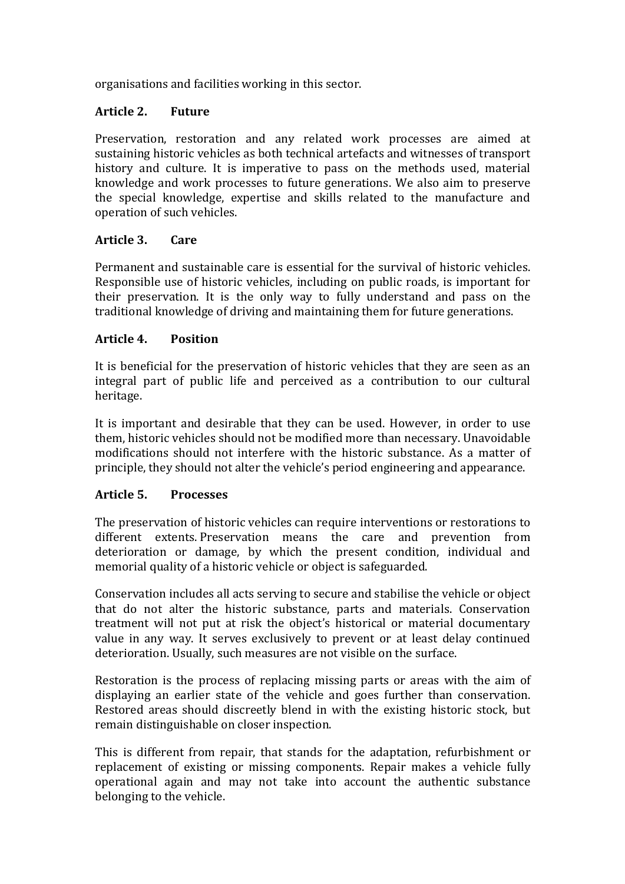organisations and facilities working in this sector.

## Article 2. Future

Preservation, restoration and any related work processes are aimed at sustaining historic vehicles as both technical artefacts and witnesses of transport history and culture. It is imperative to pass on the methods used, material knowledge and work processes to future generations. We also aim to preserve the special knowledge, expertise and skills related to the manufacture and operation of such vehicles.

## Article 3. Care

Permanent and sustainable care is essential for the survival of historic vehicles. Responsible use of historic vehicles, including on public roads, is important for their preservation. It is the only way to fully understand and pass on the traditional knowledge of driving and maintaining them for future generations.

## Article 4. Position

It is beneficial for the preservation of historic vehicles that they are seen as an integral part of public life and perceived as a contribution to our cultural heritage.

It is important and desirable that they can be used. However, in order to use them, historic vehicles should not be modified more than necessary. Unavoidable modifications should not interfere with the historic substance. As a matter of principle, they should not alter the vehicle's period engineering and appearance.

## Article 5. Processes

The preservation of historic vehicles can require interventions or restorations to different extents. Preservation means the care and prevention from deterioration or damage, by which the present condition, individual and memorial quality of a historic vehicle or object is safeguarded.

Conservation includes all acts serving to secure and stabilise the vehicle or object that do not alter the historic substance, parts and materials. Conservation treatment will not put at risk the object's historical or material documentary value in any way. It serves exclusively to prevent or at least delay continued deterioration. Usually, such measures are not visible on the surface.

Restoration is the process of replacing missing parts or areas with the aim of displaying an earlier state of the vehicle and goes further than conservation. Restored areas should discreetly blend in with the existing historic stock, but remain distinguishable on closer inspection.

This is different from repair, that stands for the adaptation, refurbishment or replacement of existing or missing components. Repair makes a vehicle fully operational again and may not take into account the authentic substance belonging to the vehicle.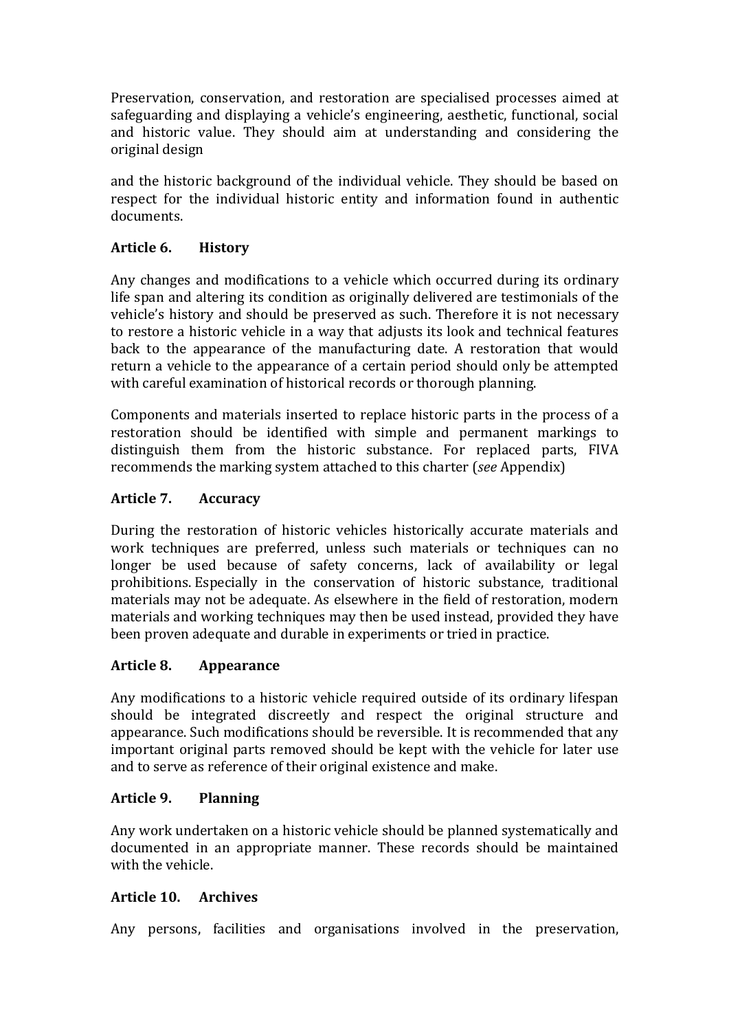Preservation, conservation, and restoration are specialised processes aimed at safeguarding and displaying a vehicle's engineering, aesthetic, functional, social and historic value. They should aim at understanding and considering the original design

and the historic background of the individual vehicle. They should be based on respect for the individual historic entity and information found in authentic documents.

### Article 6. History

Any changes and modifications to a vehicle which occurred during its ordinary life span and altering its condition as originally delivered are testimonials of the vehicle's history and should be preserved as such. Therefore it is not necessary to restore a historic vehicle in a way that adjusts its look and technical features back to the appearance of the manufacturing date. A restoration that would return a vehicle to the appearance of a certain period should only be attempted with careful examination of historical records or thorough planning.

Components and materials inserted to replace historic parts in the process of a restoration should be identified with simple and permanent markings to distinguish them from the historic substance. For replaced parts, FIVA recommends the marking system attached to this charter (*see* Appendix)

### Article 7. Accuracy

During the restoration of historic vehicles historically accurate materials and work techniques are preferred, unless such materials or techniques can no longer be used because of safety concerns, lack of availability or legal prohibitions. Especially in the conservation of historic substance, traditional materials may not be adequate. As elsewhere in the field of restoration, modern materials and working techniques may then be used instead, provided they have been proven adequate and durable in experiments or tried in practice.

### Article 8. Appearance

Any modifications to a historic vehicle required outside of its ordinary lifespan should be integrated discreetly and respect the original structure and appearance. Such modifications should be reversible. It is recommended that any important original parts removed should be kept with the vehicle for later use and to serve as reference of their original existence and make.

### Article 9. Planning

Any work undertaken on a historic vehicle should be planned systematically and documented in an appropriate manner. These records should be maintained with the vehicle.

### Article 10. Archives

Any persons, facilities and organisations involved in the preservation,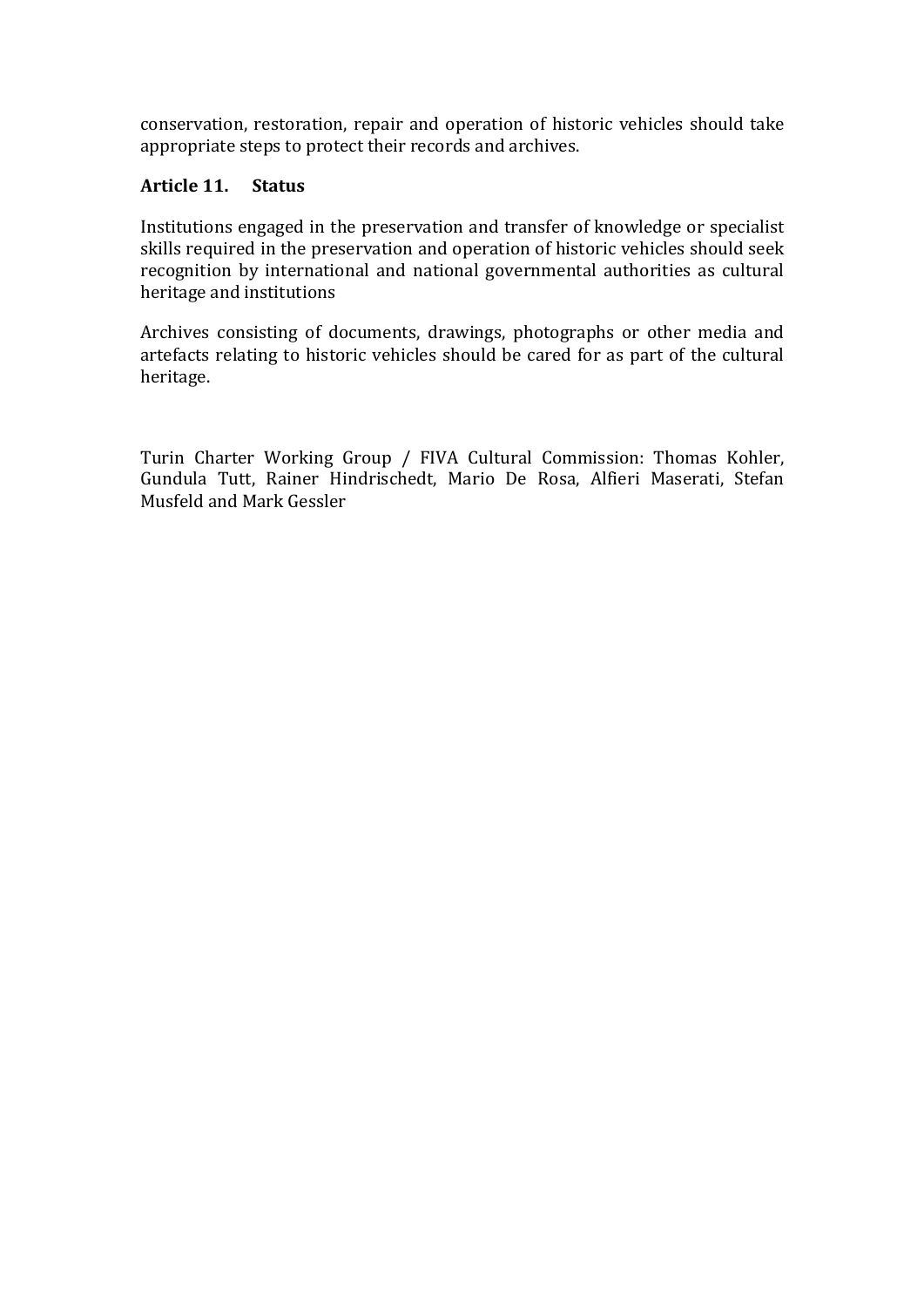conservation, restoration, repair and operation of historic vehicles should take appropriate steps to protect their records and archives.

### Article 11. Status

Institutions engaged in the preservation and transfer of knowledge or specialist skills required in the preservation and operation of historic vehicles should seek recognition by international and national governmental authorities as cultural heritage and institutions

Archives consisting of documents, drawings, photographs or other media and artefacts relating to historic vehicles should be cared for as part of the cultural heritage.

Turin Charter Working Group / FIVA Cultural Commission: Thomas Kohler, Gundula Tutt, Rainer Hindrischedt, Mario De Rosa, Alfieri Maserati, Stefan Musfeld and Mark Gessler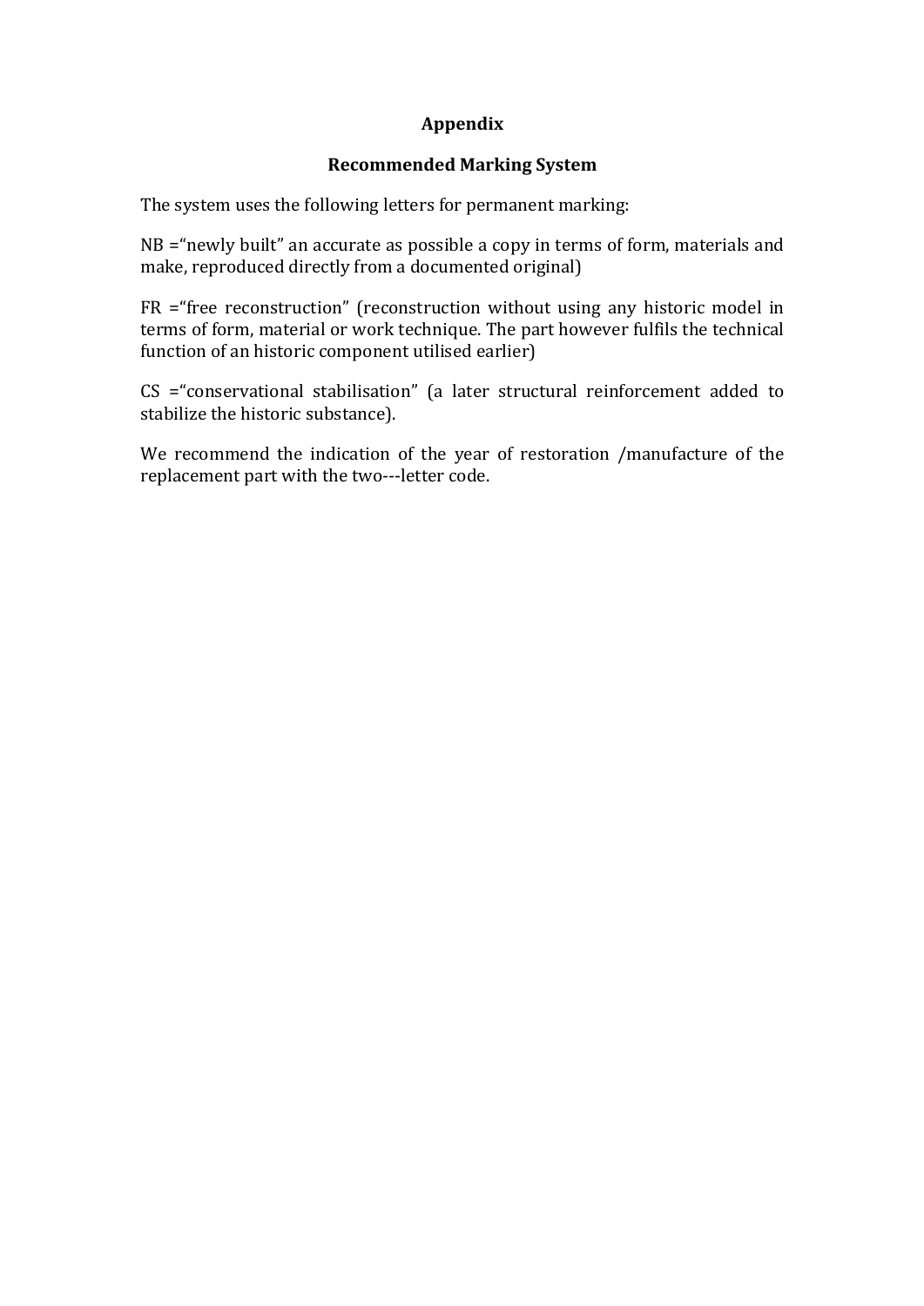## Appendix

### Recommended Marking System

The system uses the following letters for permanent marking:

NB ="newly built" an accurate as possible a copy in terms of form, materials and make, reproduced directly from a documented original)

FR ="free reconstruction" (reconstruction without using any historic model in terms of form, material or work technique. The part however fulfils the technical function of an historic component utilised earlier)

CS ="conservational stabilisation" (a later structural reinforcement added to stabilize the historic substance).

We recommend the indication of the year of restoration /manufacture of the replacement part with the two---letter code.